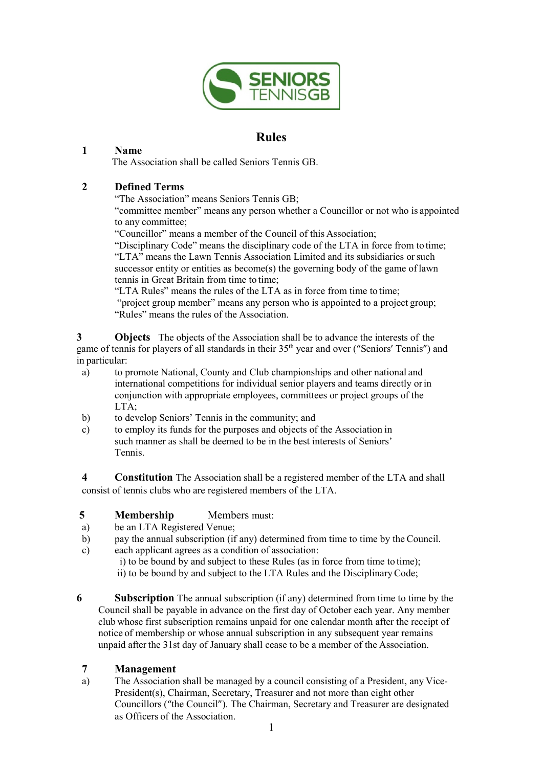# Rules

## 1 Name

The Association shall be called Seniors Tennis GB.

## 2 Defined Terms

"The Association" means Seniors Tennis GB;
"committee member" means any person whether a Councillor or not who is appointed to any committee;
"Councillor" means a member of the Council of this Association;
"Disciplinary Code" means the disciplinary code of the LTA in force from to time;
"LTA" means the Lawn Tennis Association Limited and its subsidiaries or such successor entity or entities as become(s) the governing body of the game of lawn tennis in Great Britain from time to time;
"LTA Rules" means the rules of the LTA as in force from time to time;
"project group member" means any person who is appointed to a project group;
"Rules" means the rules of the Association.

**3 Objects** The objects of the Association shall be to advance the interests of the game of tennis for players of all standards in their 35th year and over ("Seniors' Tennis") and in particular:

a) to promote National, County and Club championships and other national and international competitions for individual senior players and teams directly or in conjunction with appropriate employees, committees or project groups of the LTA;
b) to develop Seniors' Tennis in the community; and
c) to employ its funds for the purposes and objects of the Association in such manner as shall be deemed to be in the best interests of Seniors' Tennis.

**4 Constitution** The Association shall be a registered member of the LTA and shall consist of tennis clubs who are registered members of the LTA.

**5 Membership** Members must:

a) be an LTA Registered Venue;
b) pay the annual subscription (if any) determined from time to time by the Council.
c) each applicant agrees as a condition of association:
   i) to be bound by and subject to these Rules (as in force from time to time);
   ii) to be bound by and subject to the LTA Rules and the Disciplinary Code;

**6 Subscription** The annual subscription (if any) determined from time to time by the Council shall be payable in advance on the first day of October each year. Any member club whose first subscription remains unpaid for one calendar month after the receipt of notice of membership or whose annual subscription in any subsequent year remains unpaid after the 31st day of January shall cease to be a member of the Association.

## 7 Management

a) The Association shall be managed by a council consisting of a President, any Vice-President(s), Chairman, Secretary, Treasurer and not more than eight other Councillors ("the Council"). The Chairman, Secretary and Treasurer are designated as Officers of the Association.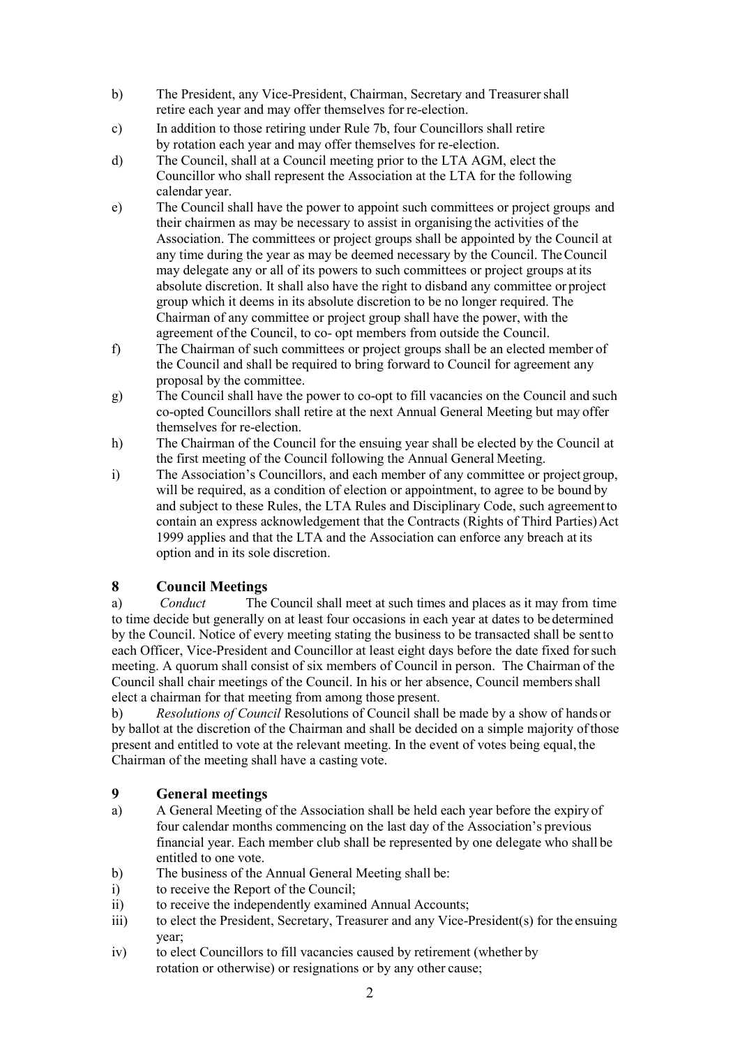b) The President, any Vice-President, Chairman, Secretary and Treasurer shall retire each year and may offer themselves for re-election.

c) In addition to those retiring under Rule 7b, four Councillors shall retire by rotation each year and may offer themselves for re-election.

d) The Council, shall at a Council meeting prior to the LTA AGM, elect the Councillor who shall represent the Association at the LTA for the following calendar year.

e) The Council shall have the power to appoint such committees or project groups and their chairmen as may be necessary to assist in organising the activities of the Association. The committees or project groups shall be appointed by the Council at any time during the year as may be deemed necessary by the Council. The Council may delegate any or all of its powers to such committees or project groups at its absolute discretion. It shall also have the right to disband any committee or project group which it deems in its absolute discretion to be no longer required. The Chairman of any committee or project group shall have the power, with the agreement of the Council, to co- opt members from outside the Council.

f) The Chairman of such committees or project groups shall be an elected member of the Council and shall be required to bring forward to Council for agreement any proposal by the committee.

g) The Council shall have the power to co-opt to fill vacancies on the Council and such co-opted Councillors shall retire at the next Annual General Meeting but may offer themselves for re-election.

h) The Chairman of the Council for the ensuing year shall be elected by the Council at the first meeting of the Council following the Annual General Meeting.

i) The Association's Councillors, and each member of any committee or project group, will be required, as a condition of election or appointment, to agree to be bound by and subject to these Rules, the LTA Rules and Disciplinary Code, such agreement to contain an express acknowledgement that the Contracts (Rights of Third Parties) Act 1999 applies and that the LTA and the Association can enforce any breach at its option and in its sole discretion.

## 8 Council Meetings

a) *Conduct* The Council shall meet at such times and places as it may from time to time decide but generally on at least four occasions in each year at dates to be determined by the Council. Notice of every meeting stating the business to be transacted shall be sent to each Officer, Vice-President and Councillor at least eight days before the date fixed for such meeting. A quorum shall consist of six members of Council in person. The Chairman of the Council shall chair meetings of the Council. In his or her absence, Council members shall elect a chairman for that meeting from among those present.

b) *Resolutions of Council* Resolutions of Council shall be made by a show of hands or by ballot at the discretion of the Chairman and shall be decided on a simple majority of those present and entitled to vote at the relevant meeting. In the event of votes being equal, the Chairman of the meeting shall have a casting vote.

## 9 General meetings

a) A General Meeting of the Association shall be held each year before the expiry of four calendar months commencing on the last day of the Association's previous financial year. Each member club shall be represented by one delegate who shall be entitled to one vote.

b) The business of the Annual General Meeting shall be:

i) to receive the Report of the Council;

ii) to receive the independently examined Annual Accounts;

iii) to elect the President, Secretary, Treasurer and any Vice-President(s) for the ensuing year;

iv) to elect Councillors to fill vacancies caused by retirement (whether by rotation or otherwise) or resignations or by any other cause;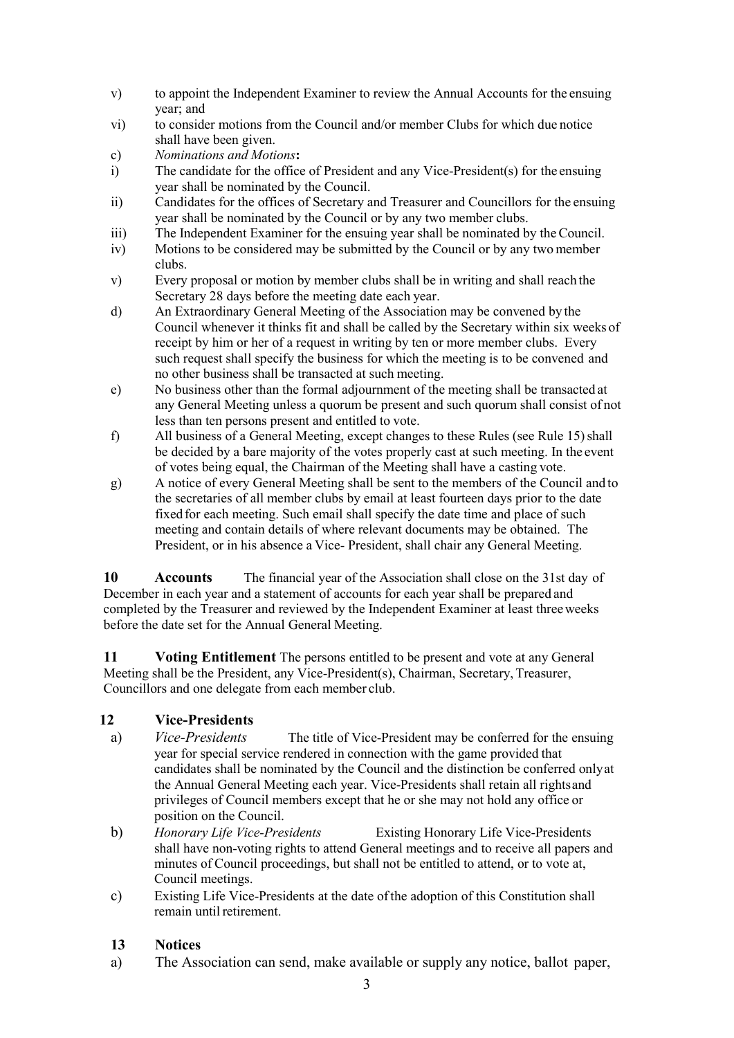v) to appoint the Independent Examiner to review the Annual Accounts for the ensuing year; and

vi) to consider motions from the Council and/or member Clubs for which due notice shall have been given.

c) *Nominations and Motions***:**

i) The candidate for the office of President and any Vice-President(s) for the ensuing year shall be nominated by the Council.

ii) Candidates for the offices of Secretary and Treasurer and Councillors for the ensuing year shall be nominated by the Council or by any two member clubs.

iii) The Independent Examiner for the ensuing year shall be nominated by the Council.

iv) Motions to be considered may be submitted by the Council or by any two member clubs.

v) Every proposal or motion by member clubs shall be in writing and shall reach the Secretary 28 days before the meeting date each year.

d) An Extraordinary General Meeting of the Association may be convened by the Council whenever it thinks fit and shall be called by the Secretary within six weeks of receipt by him or her of a request in writing by ten or more member clubs. Every such request shall specify the business for which the meeting is to be convened and no other business shall be transacted at such meeting.

e) No business other than the formal adjournment of the meeting shall be transacted at any General Meeting unless a quorum be present and such quorum shall consist of not less than ten persons present and entitled to vote.

f) All business of a General Meeting, except changes to these Rules (see Rule 15) shall be decided by a bare majority of the votes properly cast at such meeting. In the event of votes being equal, the Chairman of the Meeting shall have a casting vote.

g) A notice of every General Meeting shall be sent to the members of the Council and to the secretaries of all member clubs by email at least fourteen days prior to the date fixed for each meeting. Such email shall specify the date time and place of such meeting and contain details of where relevant documents may be obtained. The President, or in his absence a Vice- President, shall chair any General Meeting.

**10 Accounts** The financial year of the Association shall close on the 31st day of December in each year and a statement of accounts for each year shall be prepared and completed by the Treasurer and reviewed by the Independent Examiner at least three weeks before the date set for the Annual General Meeting.

**11 Voting Entitlement** The persons entitled to be present and vote at any General Meeting shall be the President, any Vice-President(s), Chairman, Secretary, Treasurer, Councillors and one delegate from each member club.

**12 Vice-Presidents**

a) *Vice-Presidents* The title of Vice-President may be conferred for the ensuing year for special service rendered in connection with the game provided that candidates shall be nominated by the Council and the distinction be conferred only at the Annual General Meeting each year. Vice-Presidents shall retain all rights and privileges of Council members except that he or she may not hold any office or position on the Council.

b) *Honorary Life Vice-Presidents* Existing Honorary Life Vice-Presidents shall have non-voting rights to attend General meetings and to receive all papers and minutes of Council proceedings, but shall not be entitled to attend, or to vote at, Council meetings.

c) Existing Life Vice-Presidents at the date of the adoption of this Constitution shall remain until retirement.

**13 Notices**

a) The Association can send, make available or supply any notice, ballot paper,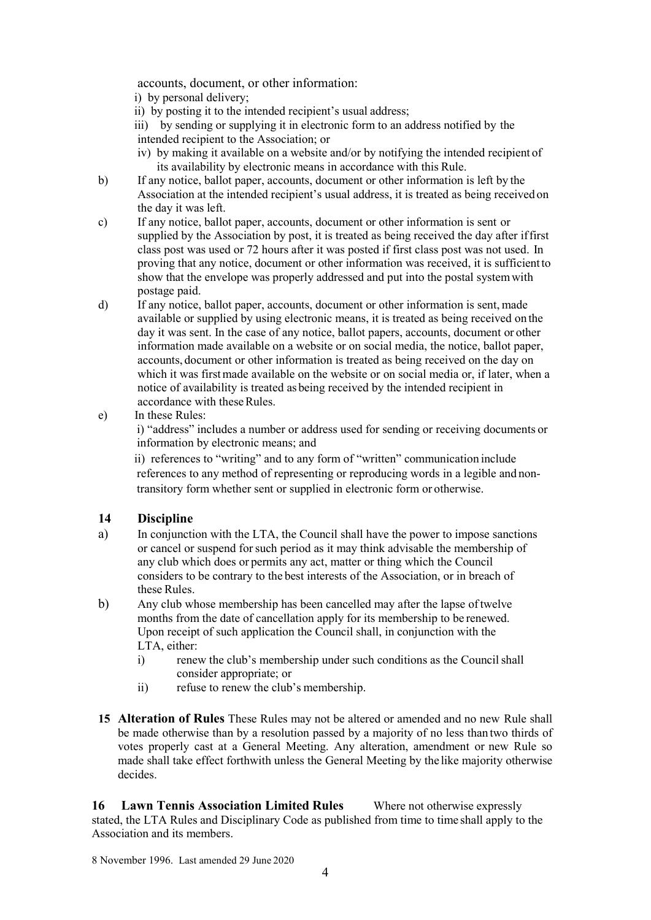accounts, document, or other information:

i) by personal delivery;
ii) by posting it to the intended recipient's usual address;
iii) by sending or supplying it in electronic form to an address notified by the intended recipient to the Association; or
iv) by making it available on a website and/or by notifying the intended recipient of its availability by electronic means in accordance with this Rule.

b) If any notice, ballot paper, accounts, document or other information is left by the Association at the intended recipient's usual address, it is treated as being received on the day it was left.

c) If any notice, ballot paper, accounts, document or other information is sent or supplied by the Association by post, it is treated as being received the day after if first class post was used or 72 hours after it was posted if first class post was not used. In proving that any notice, document or other information was received, it is sufficient to show that the envelope was properly addressed and put into the postal system with postage paid.

d) If any notice, ballot paper, accounts, document or other information is sent, made available or supplied by using electronic means, it is treated as being received on the day it was sent. In the case of any notice, ballot papers, accounts, document or other information made available on a website or on social media, the notice, ballot paper, accounts, document or other information is treated as being received on the day on which it was first made available on the website or on social media or, if later, when a notice of availability is treated as being received by the intended recipient in accordance with these Rules.

e) In these Rules:

i) "address" includes a number or address used for sending or receiving documents or information by electronic means; and

ii) references to "writing" and to any form of "written" communication include references to any method of representing or reproducing words in a legible and non-transitory form whether sent or supplied in electronic form or otherwise.

## 14 Discipline

a) In conjunction with the LTA, the Council shall have the power to impose sanctions or cancel or suspend for such period as it may think advisable the membership of any club which does or permits any act, matter or thing which the Council considers to be contrary to the best interests of the Association, or in breach of these Rules.

b) Any club whose membership has been cancelled may after the lapse of twelve months from the date of cancellation apply for its membership to be renewed. Upon receipt of such application the Council shall, in conjunction with the LTA, either:

i) renew the club's membership under such conditions as the Council shall consider appropriate; or
ii) refuse to renew the club's membership.

**15 Alteration of Rules** These Rules may not be altered or amended and no new Rule shall be made otherwise than by a resolution passed by a majority of no less than two thirds of votes properly cast at a General Meeting. Any alteration, amendment or new Rule so made shall take effect forthwith unless the General Meeting by the like majority otherwise decides.

**16 Lawn Tennis Association Limited Rules** Where not otherwise expressly stated, the LTA Rules and Disciplinary Code as published from time to time shall apply to the Association and its members.

8 November 1996. Last amended 29 June 2020